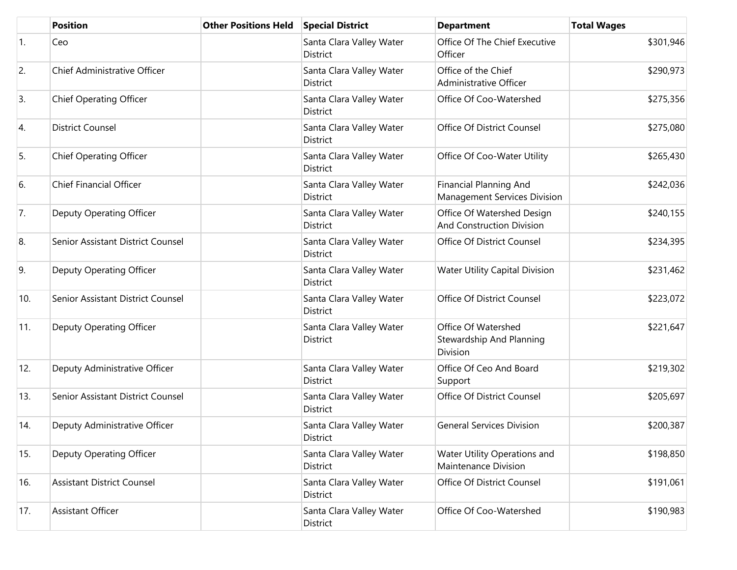| | Position | Other Positions Held | Special District | Department | Total Wages |
|---|---|---|---|---|---|
| 1. | Ceo | | Santa Clara Valley Water District | Office Of The Chief Executive Officer | $301,946 |
| 2. | Chief Administrative Officer | | Santa Clara Valley Water District | Office of the Chief Administrative Officer | $290,973 |
| 3. | Chief Operating Officer | | Santa Clara Valley Water District | Office Of Coo-Watershed | $275,356 |
| 4. | District Counsel | | Santa Clara Valley Water District | Office Of District Counsel | $275,080 |
| 5. | Chief Operating Officer | | Santa Clara Valley Water District | Office Of Coo-Water Utility | $265,430 |
| 6. | Chief Financial Officer | | Santa Clara Valley Water District | Financial Planning And Management Services Division | $242,036 |
| 7. | Deputy Operating Officer | | Santa Clara Valley Water District | Office Of Watershed Design And Construction Division | $240,155 |
| 8. | Senior Assistant District Counsel | | Santa Clara Valley Water District | Office Of District Counsel | $234,395 |
| 9. | Deputy Operating Officer | | Santa Clara Valley Water District | Water Utility Capital Division | $231,462 |
| 10. | Senior Assistant District Counsel | | Santa Clara Valley Water District | Office Of District Counsel | $223,072 |
| 11. | Deputy Operating Officer | | Santa Clara Valley Water District | Office Of Watershed Stewardship And Planning Division | $221,647 |
| 12. | Deputy Administrative Officer | | Santa Clara Valley Water District | Office Of Ceo And Board Support | $219,302 |
| 13. | Senior Assistant District Counsel | | Santa Clara Valley Water District | Office Of District Counsel | $205,697 |
| 14. | Deputy Administrative Officer | | Santa Clara Valley Water District | General Services Division | $200,387 |
| 15. | Deputy Operating Officer | | Santa Clara Valley Water District | Water Utility Operations and Maintenance Division | $198,850 |
| 16. | Assistant District Counsel | | Santa Clara Valley Water District | Office Of District Counsel | $191,061 |
| 17. | Assistant Officer | | Santa Clara Valley Water District | Office Of Coo-Watershed | $190,983 |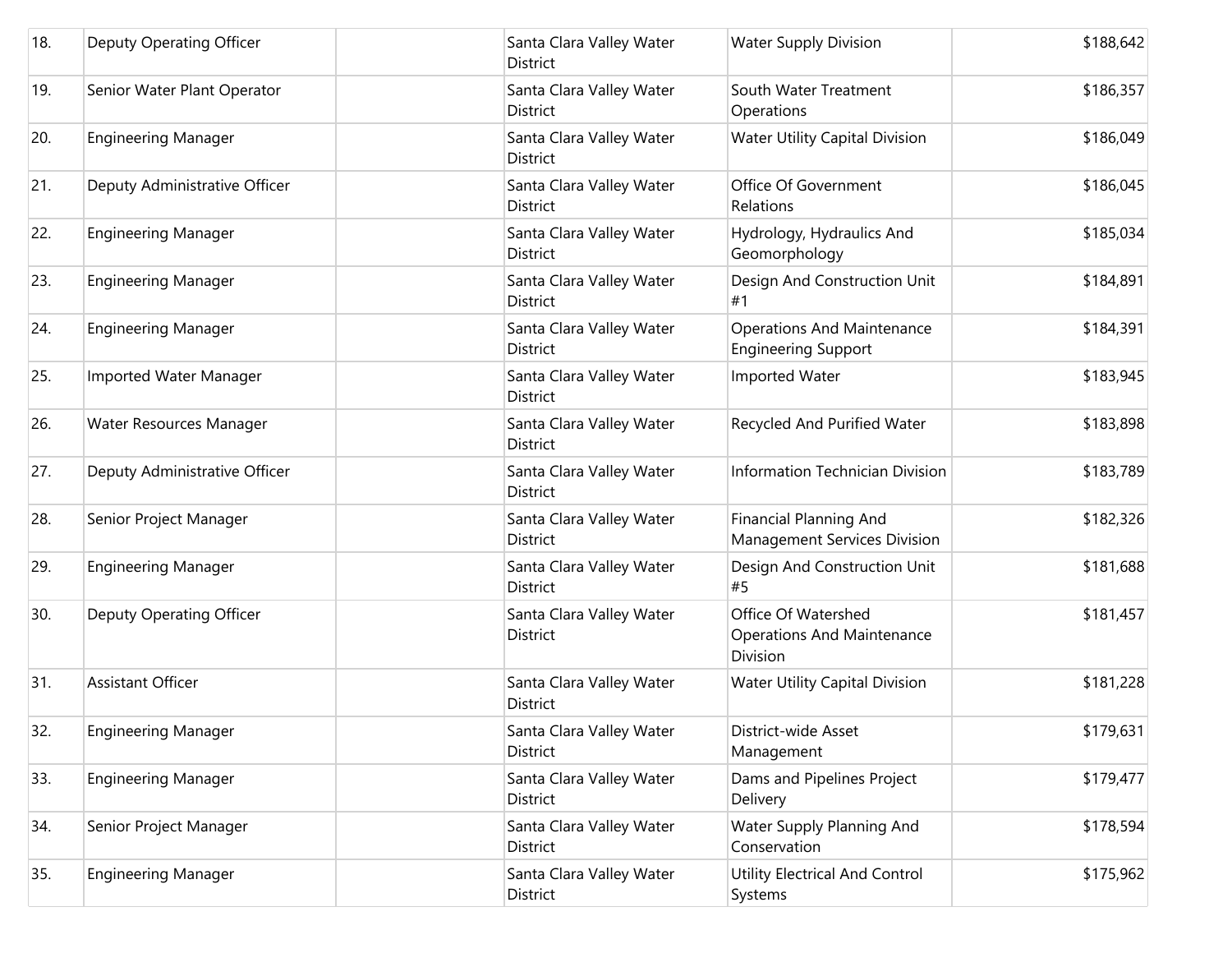| 18. | Deputy Operating Officer | | Santa Clara Valley Water District | Water Supply Division | $188,642 |
|---|---|---|---|---|---|
| 19. | Senior Water Plant Operator | | Santa Clara Valley Water District | South Water Treatment Operations | $186,357 |
| 20. | Engineering Manager | | Santa Clara Valley Water District | Water Utility Capital Division | $186,049 |
| 21. | Deputy Administrative Officer | | Santa Clara Valley Water District | Office Of Government Relations | $186,045 |
| 22. | Engineering Manager | | Santa Clara Valley Water District | Hydrology, Hydraulics And Geomorphology | $185,034 |
| 23. | Engineering Manager | | Santa Clara Valley Water District | Design And Construction Unit #1 | $184,891 |
| 24. | Engineering Manager | | Santa Clara Valley Water District | Operations And Maintenance Engineering Support | $184,391 |
| 25. | Imported Water Manager | | Santa Clara Valley Water District | Imported Water | $183,945 |
| 26. | Water Resources Manager | | Santa Clara Valley Water District | Recycled And Purified Water | $183,898 |
| 27. | Deputy Administrative Officer | | Santa Clara Valley Water District | Information Technician Division | $183,789 |
| 28. | Senior Project Manager | | Santa Clara Valley Water District | Financial Planning And Management Services Division | $182,326 |
| 29. | Engineering Manager | | Santa Clara Valley Water District | Design And Construction Unit #5 | $181,688 |
| 30. | Deputy Operating Officer | | Santa Clara Valley Water District | Office Of Watershed Operations And Maintenance Division | $181,457 |
| 31. | Assistant Officer | | Santa Clara Valley Water District | Water Utility Capital Division | $181,228 |
| 32. | Engineering Manager | | Santa Clara Valley Water District | District-wide Asset Management | $179,631 |
| 33. | Engineering Manager | | Santa Clara Valley Water District | Dams and Pipelines Project Delivery | $179,477 |
| 34. | Senior Project Manager | | Santa Clara Valley Water District | Water Supply Planning And Conservation | $178,594 |
| 35. | Engineering Manager | | Santa Clara Valley Water District | Utility Electrical And Control Systems | $175,962 |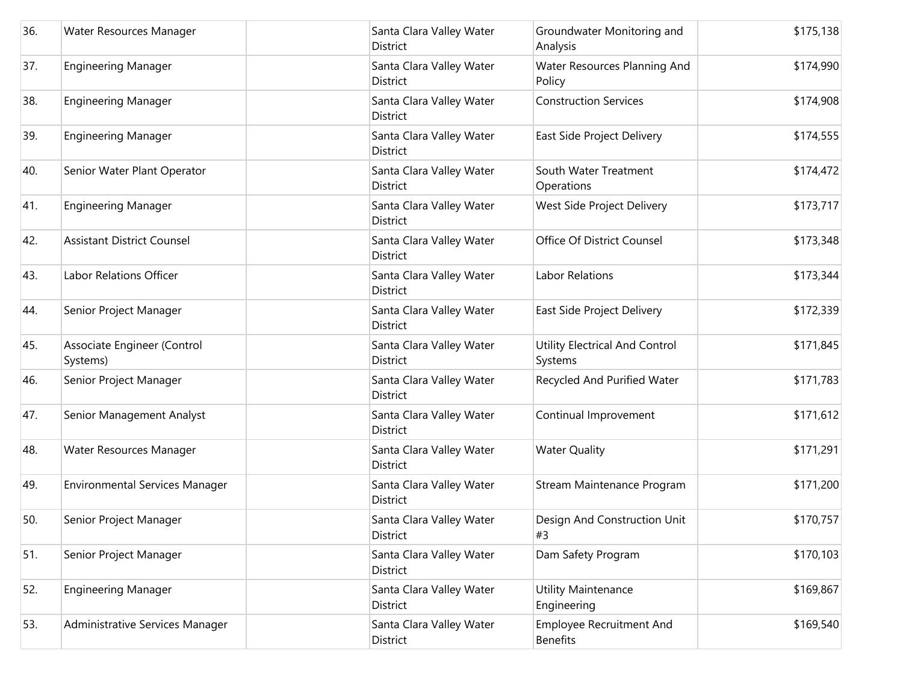| | | | | | |
|---|---|---|---|---|---|
| 36. | Water Resources Manager | | Santa Clara Valley Water District | Groundwater Monitoring and Analysis | $175,138 |
| 37. | Engineering Manager | | Santa Clara Valley Water District | Water Resources Planning And Policy | $174,990 |
| 38. | Engineering Manager | | Santa Clara Valley Water District | Construction Services | $174,908 |
| 39. | Engineering Manager | | Santa Clara Valley Water District | East Side Project Delivery | $174,555 |
| 40. | Senior Water Plant Operator | | Santa Clara Valley Water District | South Water Treatment Operations | $174,472 |
| 41. | Engineering Manager | | Santa Clara Valley Water District | West Side Project Delivery | $173,717 |
| 42. | Assistant District Counsel | | Santa Clara Valley Water District | Office Of District Counsel | $173,348 |
| 43. | Labor Relations Officer | | Santa Clara Valley Water District | Labor Relations | $173,344 |
| 44. | Senior Project Manager | | Santa Clara Valley Water District | East Side Project Delivery | $172,339 |
| 45. | Associate Engineer (Control Systems) | | Santa Clara Valley Water District | Utility Electrical And Control Systems | $171,845 |
| 46. | Senior Project Manager | | Santa Clara Valley Water District | Recycled And Purified Water | $171,783 |
| 47. | Senior Management Analyst | | Santa Clara Valley Water District | Continual Improvement | $171,612 |
| 48. | Water Resources Manager | | Santa Clara Valley Water District | Water Quality | $171,291 |
| 49. | Environmental Services Manager | | Santa Clara Valley Water District | Stream Maintenance Program | $171,200 |
| 50. | Senior Project Manager | | Santa Clara Valley Water District | Design And Construction Unit #3 | $170,757 |
| 51. | Senior Project Manager | | Santa Clara Valley Water District | Dam Safety Program | $170,103 |
| 52. | Engineering Manager | | Santa Clara Valley Water District | Utility Maintenance Engineering | $169,867 |
| 53. | Administrative Services Manager | | Santa Clara Valley Water District | Employee Recruitment And Benefits | $169,540 |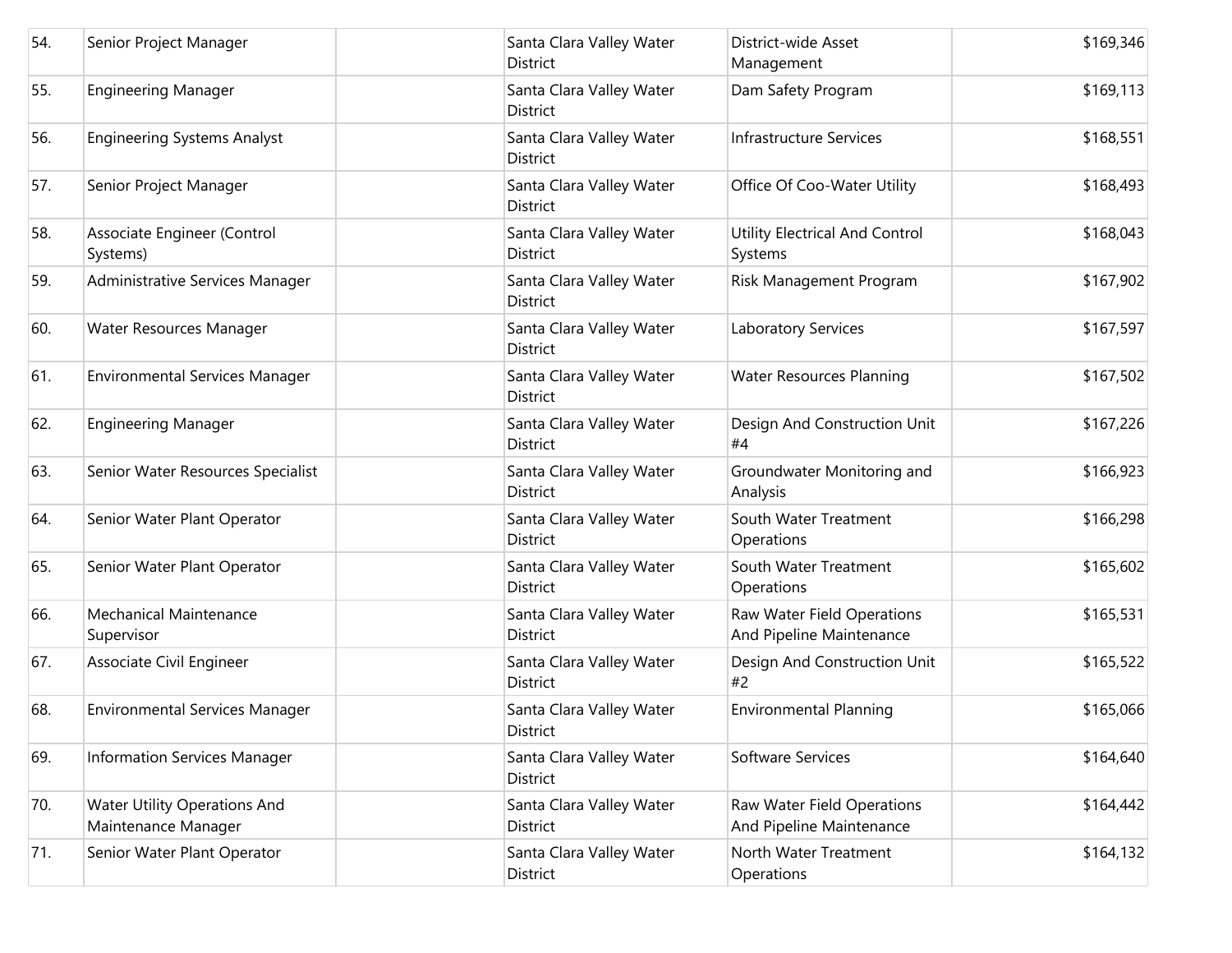| | | | | | |
|---|---|---|---|---|---|
| 54. | Senior Project Manager | | Santa Clara Valley Water District | District-wide Asset Management | $169,346 |
| 55. | Engineering Manager | | Santa Clara Valley Water District | Dam Safety Program | $169,113 |
| 56. | Engineering Systems Analyst | | Santa Clara Valley Water District | Infrastructure Services | $168,551 |
| 57. | Senior Project Manager | | Santa Clara Valley Water District | Office Of Coo-Water Utility | $168,493 |
| 58. | Associate Engineer (Control Systems) | | Santa Clara Valley Water District | Utility Electrical And Control Systems | $168,043 |
| 59. | Administrative Services Manager | | Santa Clara Valley Water District | Risk Management Program | $167,902 |
| 60. | Water Resources Manager | | Santa Clara Valley Water District | Laboratory Services | $167,597 |
| 61. | Environmental Services Manager | | Santa Clara Valley Water District | Water Resources Planning | $167,502 |
| 62. | Engineering Manager | | Santa Clara Valley Water District | Design And Construction Unit #4 | $167,226 |
| 63. | Senior Water Resources Specialist | | Santa Clara Valley Water District | Groundwater Monitoring and Analysis | $166,923 |
| 64. | Senior Water Plant Operator | | Santa Clara Valley Water District | South Water Treatment Operations | $166,298 |
| 65. | Senior Water Plant Operator | | Santa Clara Valley Water District | South Water Treatment Operations | $165,602 |
| 66. | Mechanical Maintenance Supervisor | | Santa Clara Valley Water District | Raw Water Field Operations And Pipeline Maintenance | $165,531 |
| 67. | Associate Civil Engineer | | Santa Clara Valley Water District | Design And Construction Unit #2 | $165,522 |
| 68. | Environmental Services Manager | | Santa Clara Valley Water District | Environmental Planning | $165,066 |
| 69. | Information Services Manager | | Santa Clara Valley Water District | Software Services | $164,640 |
| 70. | Water Utility Operations And Maintenance Manager | | Santa Clara Valley Water District | Raw Water Field Operations And Pipeline Maintenance | $164,442 |
| 71. | Senior Water Plant Operator | | Santa Clara Valley Water District | North Water Treatment Operations | $164,132 |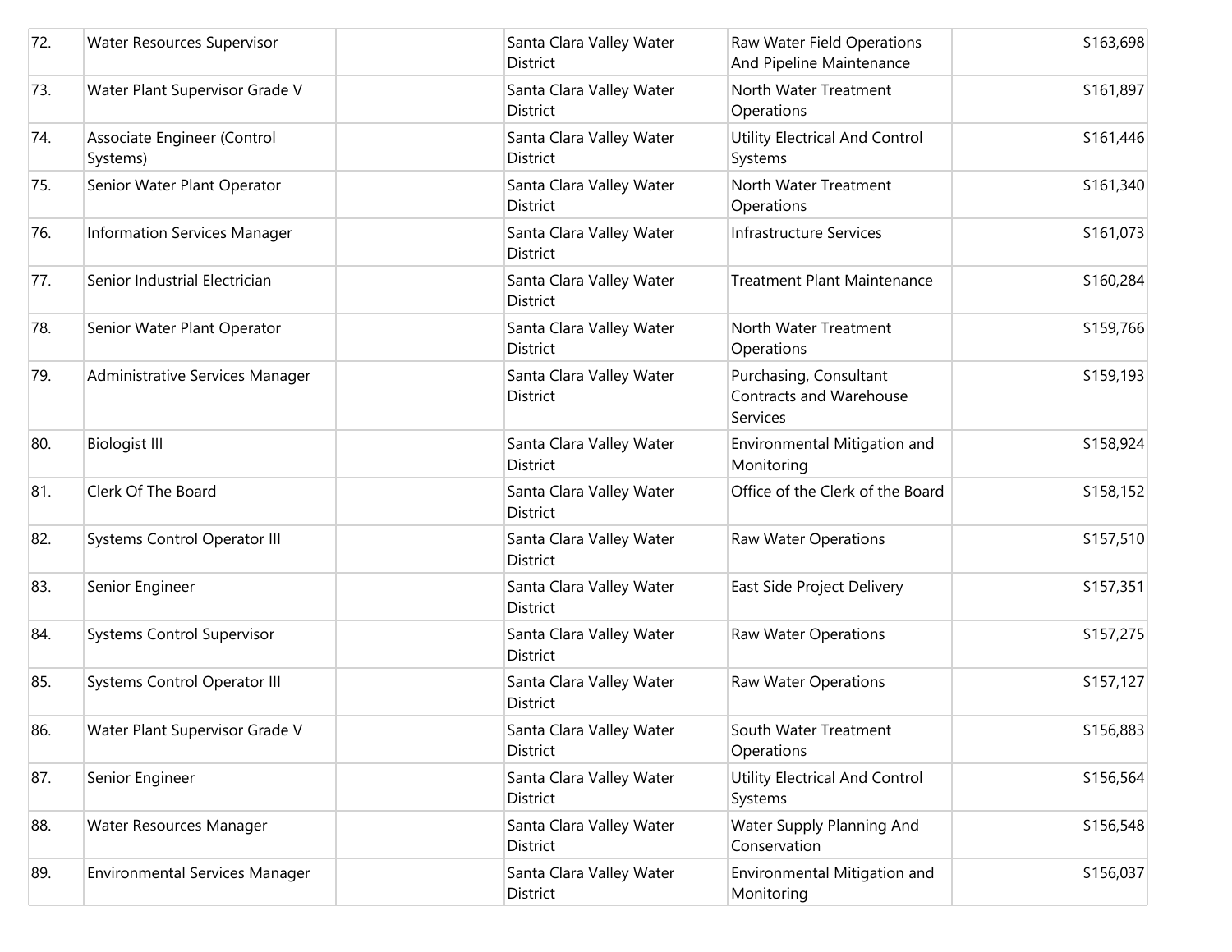| | | | | | |
|---|---|---|---|---|---|
| 72. | Water Resources Supervisor | | Santa Clara Valley Water District | Raw Water Field Operations And Pipeline Maintenance | $163,698 |
| 73. | Water Plant Supervisor Grade V | | Santa Clara Valley Water District | North Water Treatment Operations | $161,897 |
| 74. | Associate Engineer (Control Systems) | | Santa Clara Valley Water District | Utility Electrical And Control Systems | $161,446 |
| 75. | Senior Water Plant Operator | | Santa Clara Valley Water District | North Water Treatment Operations | $161,340 |
| 76. | Information Services Manager | | Santa Clara Valley Water District | Infrastructure Services | $161,073 |
| 77. | Senior Industrial Electrician | | Santa Clara Valley Water District | Treatment Plant Maintenance | $160,284 |
| 78. | Senior Water Plant Operator | | Santa Clara Valley Water District | North Water Treatment Operations | $159,766 |
| 79. | Administrative Services Manager | | Santa Clara Valley Water District | Purchasing, Consultant Contracts and Warehouse Services | $159,193 |
| 80. | Biologist III | | Santa Clara Valley Water District | Environmental Mitigation and Monitoring | $158,924 |
| 81. | Clerk Of The Board | | Santa Clara Valley Water District | Office of the Clerk of the Board | $158,152 |
| 82. | Systems Control Operator III | | Santa Clara Valley Water District | Raw Water Operations | $157,510 |
| 83. | Senior Engineer | | Santa Clara Valley Water District | East Side Project Delivery | $157,351 |
| 84. | Systems Control Supervisor | | Santa Clara Valley Water District | Raw Water Operations | $157,275 |
| 85. | Systems Control Operator III | | Santa Clara Valley Water District | Raw Water Operations | $157,127 |
| 86. | Water Plant Supervisor Grade V | | Santa Clara Valley Water District | South Water Treatment Operations | $156,883 |
| 87. | Senior Engineer | | Santa Clara Valley Water District | Utility Electrical And Control Systems | $156,564 |
| 88. | Water Resources Manager | | Santa Clara Valley Water District | Water Supply Planning And Conservation | $156,548 |
| 89. | Environmental Services Manager | | Santa Clara Valley Water District | Environmental Mitigation and Monitoring | $156,037 |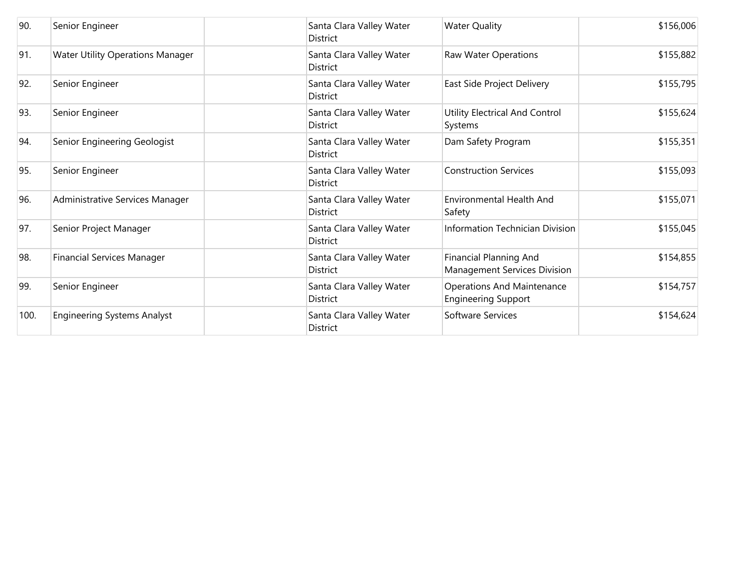| | | | | | |
|---|---|---|---|---|---|
| 90. | Senior Engineer | | Santa Clara Valley Water District | Water Quality | $156,006 |
| 91. | Water Utility Operations Manager | | Santa Clara Valley Water District | Raw Water Operations | $155,882 |
| 92. | Senior Engineer | | Santa Clara Valley Water District | East Side Project Delivery | $155,795 |
| 93. | Senior Engineer | | Santa Clara Valley Water District | Utility Electrical And Control Systems | $155,624 |
| 94. | Senior Engineering Geologist | | Santa Clara Valley Water District | Dam Safety Program | $155,351 |
| 95. | Senior Engineer | | Santa Clara Valley Water District | Construction Services | $155,093 |
| 96. | Administrative Services Manager | | Santa Clara Valley Water District | Environmental Health And Safety | $155,071 |
| 97. | Senior Project Manager | | Santa Clara Valley Water District | Information Technician Division | $155,045 |
| 98. | Financial Services Manager | | Santa Clara Valley Water District | Financial Planning And Management Services Division | $154,855 |
| 99. | Senior Engineer | | Santa Clara Valley Water District | Operations And Maintenance Engineering Support | $154,757 |
| 100. | Engineering Systems Analyst | | Santa Clara Valley Water District | Software Services | $154,624 |